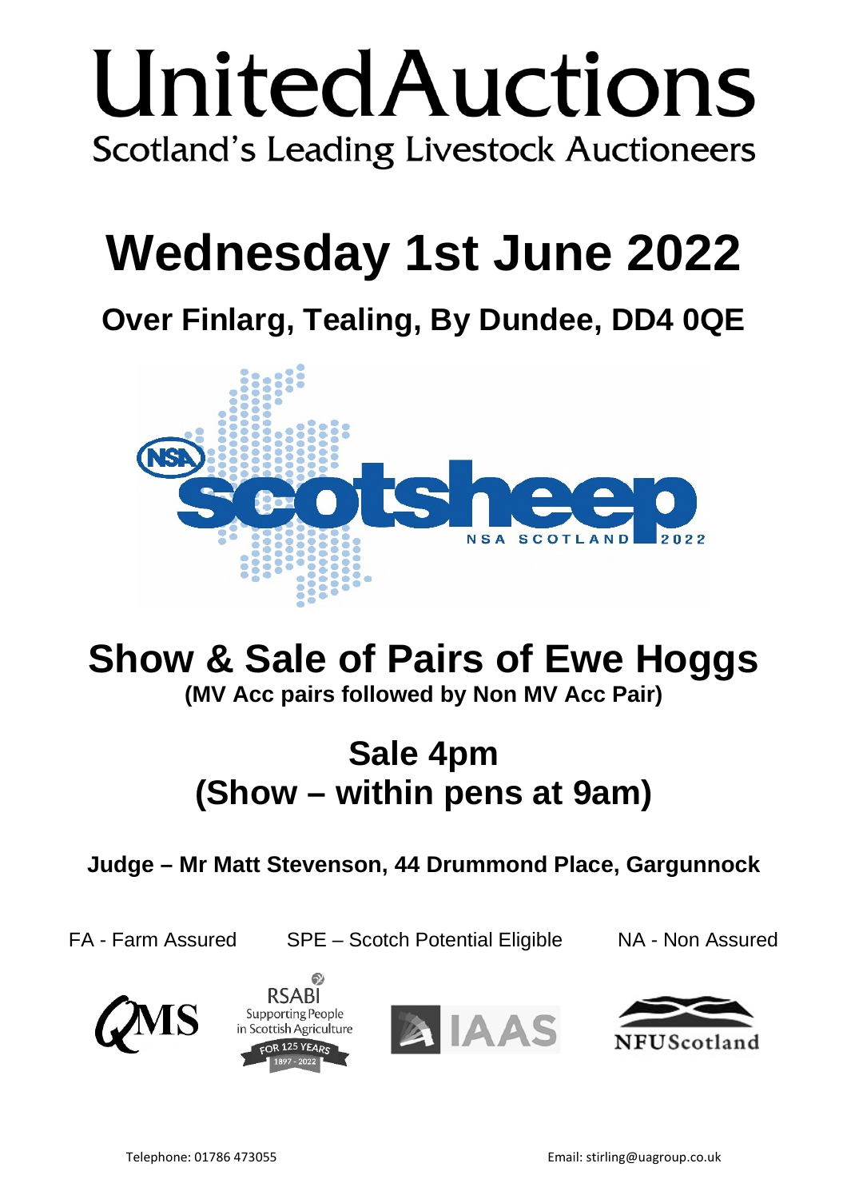# UnitedAuctions

Scotland's Leading Livestock Auctioneers

# Wednesday 1st June 2022

## Over Finlarg, Tealing, By Dundee, DD4 0QE

NSA scotsheep NSA SCOTLAND 2022

# Show & Sale of Pairs of Ewe Hoggs

**(MV Acc pairs followed by Non MV Acc Pair)**

## Sale 4pm
## (Show – within pens at 9am)

**Judge – Mr Matt Stevenson, 44 Drummond Place, Gargunnock**

FA - Farm Assured SPE – Scotch Potential Eligible NA - Non Assured

QMS RSABI Supporting People in Scottish Agriculture FOR 125 YEARS 1897 - 2022 IAAS NFUScotland

Telephone: 01786 473055 Email: stirling@uagroup.co.uk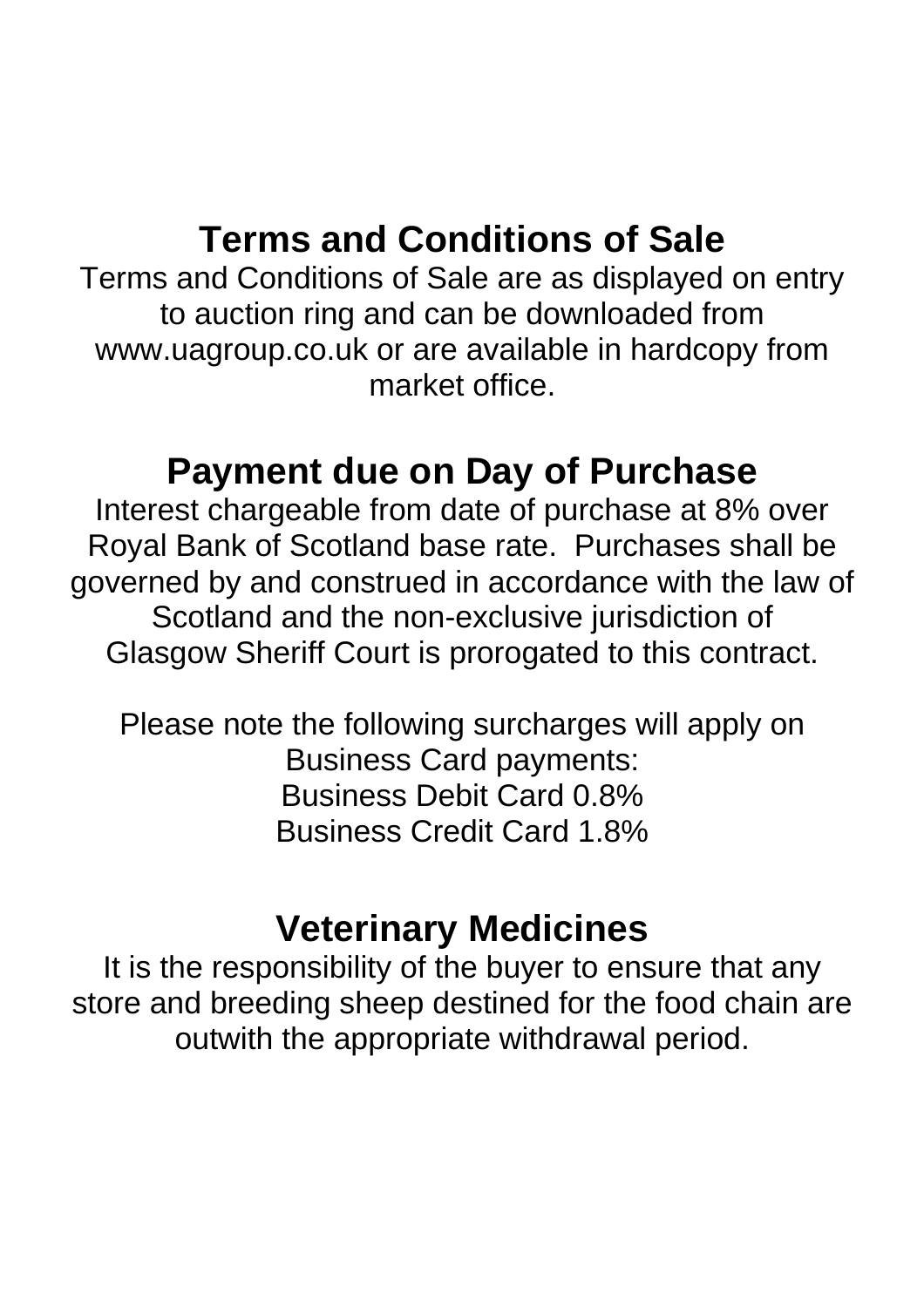## Terms and Conditions of Sale

Terms and Conditions of Sale are as displayed on entry to auction ring and can be downloaded from www.uagroup.co.uk or are available in hardcopy from market office.

## Payment due on Day of Purchase

Interest chargeable from date of purchase at 8% over Royal Bank of Scotland base rate. Purchases shall be governed by and construed in accordance with the law of Scotland and the non-exclusive jurisdiction of Glasgow Sheriff Court is prorogated to this contract.

Please note the following surcharges will apply on Business Card payments:
Business Debit Card 0.8%
Business Credit Card 1.8%

## Veterinary Medicines

It is the responsibility of the buyer to ensure that any store and breeding sheep destined for the food chain are outwith the appropriate withdrawal period.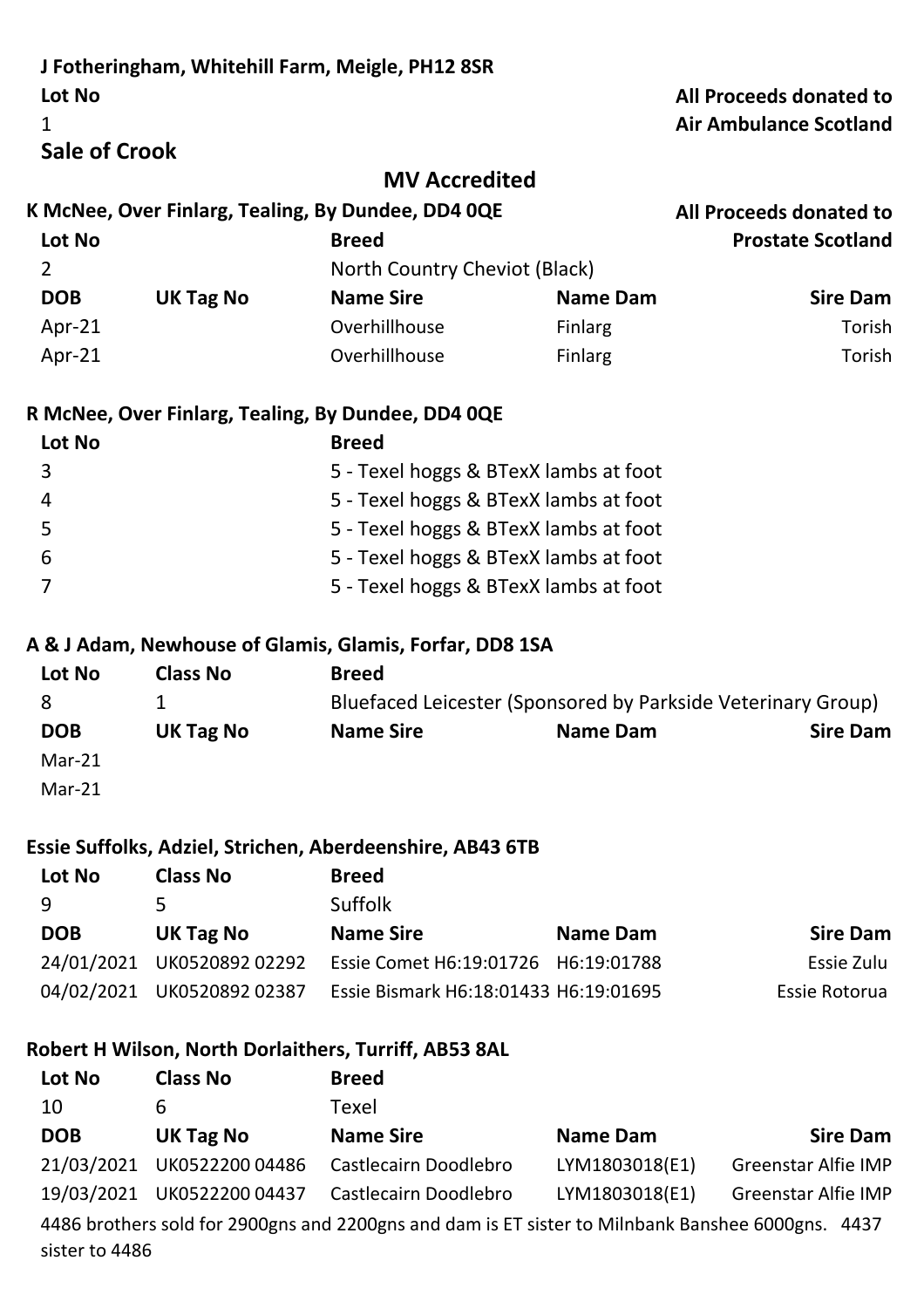**J Fotheringham, Whitehill Farm, Meigle, PH12 8SR**

**Lot No**

1

**All Proceeds donated to Air Ambulance Scotland**

## Sale of Crook

## MV Accredited

**K McNee, Over Finlarg, Tealing, By Dundee, DD4 0QE**

**All Proceeds donated to Prostate Scotland**

| Lot No | | Breed | | |
|---|---|---|---|---|
| 2 | | North Country Cheviot (Black) | | |
| **DOB** | **UK Tag No** | **Name Sire** | **Name Dam** | **Sire Dam** |
| Apr-21 | | Overhillhouse | Finlarg | Torish |
| Apr-21 | | Overhillhouse | Finlarg | Torish |

**R McNee, Over Finlarg, Tealing, By Dundee, DD4 0QE**

| Lot No | Breed |
|---|---|
| 3 | 5 - Texel hoggs & BTexX lambs at foot |
| 4 | 5 - Texel hoggs & BTexX lambs at foot |
| 5 | 5 - Texel hoggs & BTexX lambs at foot |
| 6 | 5 - Texel hoggs & BTexX lambs at foot |
| 7 | 5 - Texel hoggs & BTexX lambs at foot |

**A & J Adam, Newhouse of Glamis, Glamis, Forfar, DD8 1SA**

| Lot No | Class No | Breed | | |
|---|---|---|---|---|
| 8 | 1 | Bluefaced Leicester (Sponsored by Parkside Veterinary Group) | | |
| **DOB** | **UK Tag No** | **Name Sire** | **Name Dam** | **Sire Dam** |
| Mar-21 | | | | |
| Mar-21 | | | | |

**Essie Suffolks, Adziel, Strichen, Aberdeenshire, AB43 6TB**

| Lot No | Class No | Breed | | |
|---|---|---|---|---|
| 9 | 5 | Suffolk | | |
| **DOB** | **UK Tag No** | **Name Sire** | **Name Dam** | **Sire Dam** |
| 24/01/2021 | UK0520892 02292 | Essie Comet H6:19:01726 | H6:19:01788 | Essie Zulu |
| 04/02/2021 | UK0520892 02387 | Essie Bismark H6:18:01433 | H6:19:01695 | Essie Rotorua |

**Robert H Wilson, North Dorlaithers, Turriff, AB53 8AL**

| Lot No | Class No | Breed | | |
|---|---|---|---|---|
| 10 | 6 | Texel | | |
| **DOB** | **UK Tag No** | **Name Sire** | **Name Dam** | **Sire Dam** |
| 21/03/2021 | UK0522200 04486 | Castlecairn Doodlebro | LYM1803018(E1) | Greenstar Alfie IMP |
| 19/03/2021 | UK0522200 04437 | Castlecairn Doodlebro | LYM1803018(E1) | Greenstar Alfie IMP |

4486 brothers sold for 2900gns and 2200gns and dam is ET sister to Milnbank Banshee 6000gns. 4437 sister to 4486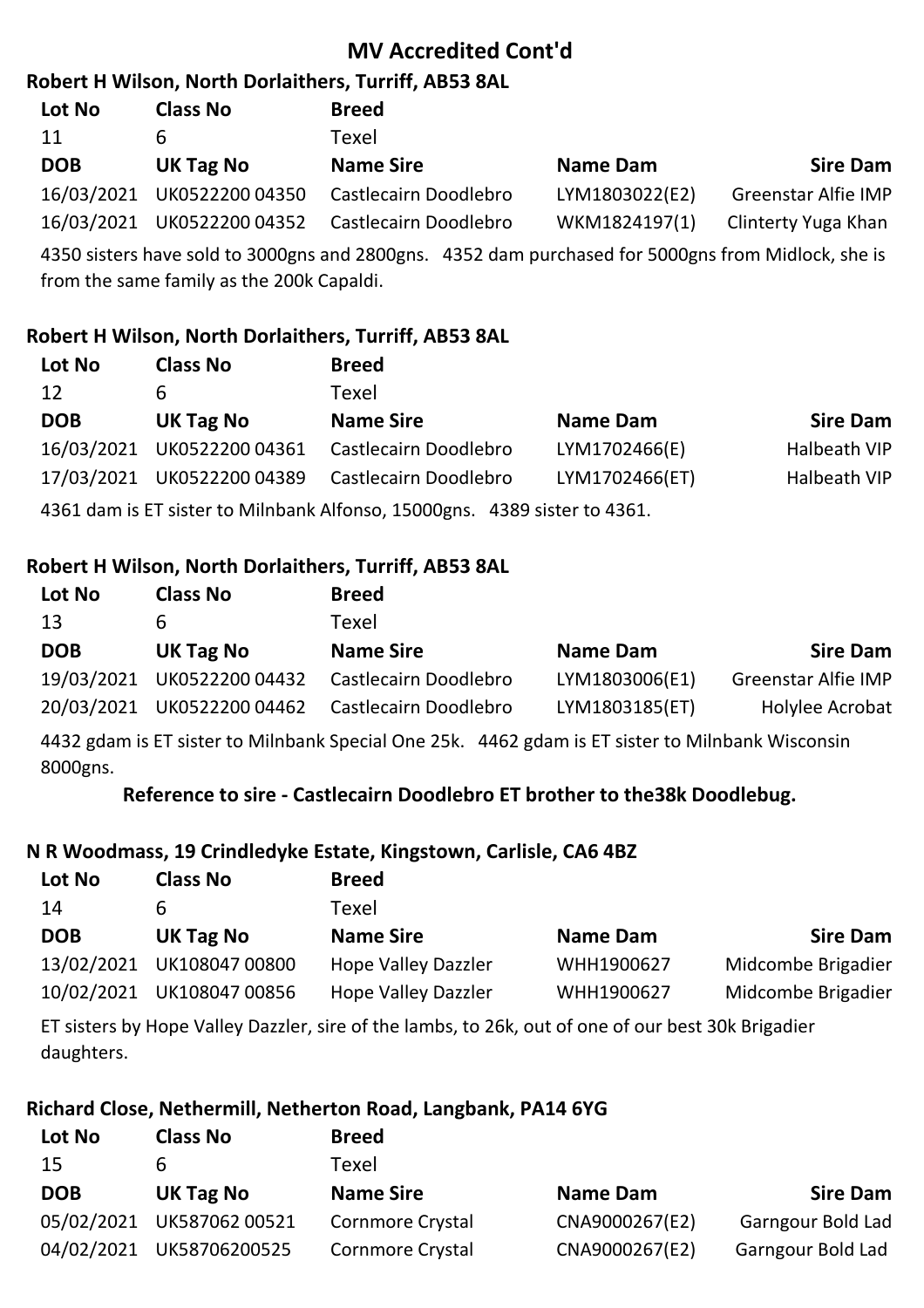# MV Accredited Cont'd

### Robert H Wilson, North Dorlaithers, Turriff, AB53 8AL

| Lot No | Class No | Breed | | |
|---|---|---|---|---|
| 11 | 6 | Texel | | |
| **DOB** | **UK Tag No** | **Name Sire** | **Name Dam** | **Sire Dam** |
| 16/03/2021 | UK0522200 04350 | Castlecairn Doodlebro | LYM1803022(E2) | Greenstar Alfie IMP |
| 16/03/2021 | UK0522200 04352 | Castlecairn Doodlebro | WKM1824197(1) | Clinterty Yuga Khan |

4350 sisters have sold to 3000gns and 2800gns. 4352 dam purchased for 5000gns from Midlock, she is from the same family as the 200k Capaldi.

### Robert H Wilson, North Dorlaithers, Turriff, AB53 8AL

| Lot No | Class No | Breed | | |
|---|---|---|---|---|
| 12 | 6 | Texel | | |
| **DOB** | **UK Tag No** | **Name Sire** | **Name Dam** | **Sire Dam** |
| 16/03/2021 | UK0522200 04361 | Castlecairn Doodlebro | LYM1702466(E) | Halbeath VIP |
| 17/03/2021 | UK0522200 04389 | Castlecairn Doodlebro | LYM1702466(ET) | Halbeath VIP |

4361 dam is ET sister to Milnbank Alfonso, 15000gns. 4389 sister to 4361.

### Robert H Wilson, North Dorlaithers, Turriff, AB53 8AL

| Lot No | Class No | Breed | | |
|---|---|---|---|---|
| 13 | 6 | Texel | | |
| **DOB** | **UK Tag No** | **Name Sire** | **Name Dam** | **Sire Dam** |
| 19/03/2021 | UK0522200 04432 | Castlecairn Doodlebro | LYM1803006(E1) | Greenstar Alfie IMP |
| 20/03/2021 | UK0522200 04462 | Castlecairn Doodlebro | LYM1803185(ET) | Holylee Acrobat |

4432 gdam is ET sister to Milnbank Special One 25k. 4462 gdam is ET sister to Milnbank Wisconsin 8000gns.

**Reference to sire - Castlecairn Doodlebro ET brother to the38k Doodlebug.**

### N R Woodmass, 19 Crindledyke Estate, Kingstown, Carlisle, CA6 4BZ

| Lot No | Class No | Breed | | |
|---|---|---|---|---|
| 14 | 6 | Texel | | |
| **DOB** | **UK Tag No** | **Name Sire** | **Name Dam** | **Sire Dam** |
| 13/02/2021 | UK108047 00800 | Hope Valley Dazzler | WHH1900627 | Midcombe Brigadier |
| 10/02/2021 | UK108047 00856 | Hope Valley Dazzler | WHH1900627 | Midcombe Brigadier |

ET sisters by Hope Valley Dazzler, sire of the lambs, to 26k, out of one of our best 30k Brigadier daughters.

### Richard Close, Nethermill, Netherton Road, Langbank, PA14 6YG

| Lot No | Class No | Breed | | |
|---|---|---|---|---|
| 15 | 6 | Texel | | |
| **DOB** | **UK Tag No** | **Name Sire** | **Name Dam** | **Sire Dam** |
| 05/02/2021 | UK587062 00521 | Cornmore Crystal | CNA9000267(E2) | Garngour Bold Lad |
| 04/02/2021 | UK58706200525 | Cornmore Crystal | CNA9000267(E2) | Garngour Bold Lad |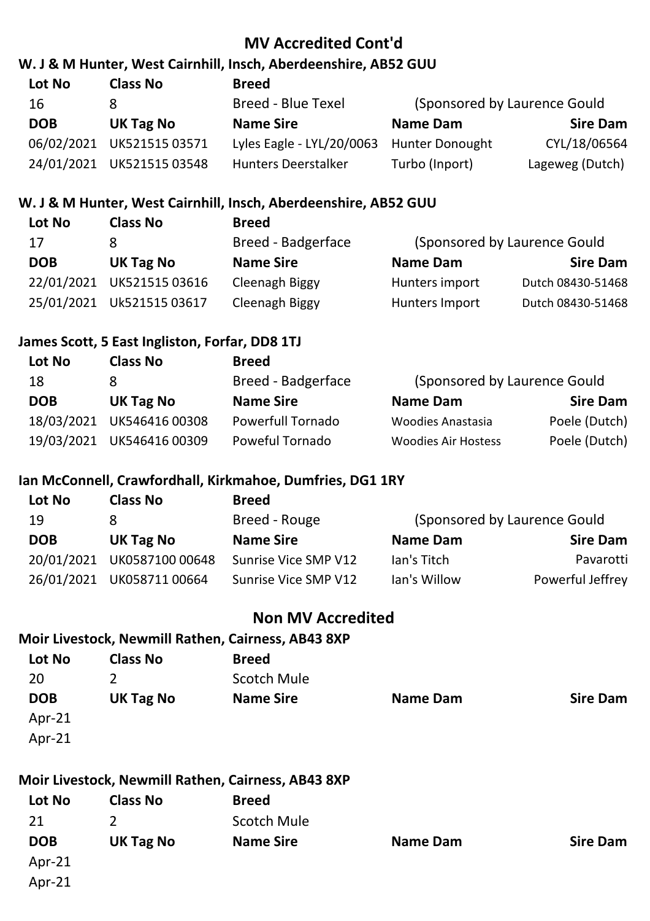## MV Accredited Cont'd

**W. J & M Hunter, West Cairnhill, Insch, Aberdeenshire, AB52 GUU**

| Lot No | Class No | Breed | | |
|---|---|---|---|---|
| 16 | 8 | Breed - Blue Texel | (Sponsored by Laurence Gould | |
| **DOB** | **UK Tag No** | **Name Sire** | **Name Dam** | **Sire Dam** |
| 06/02/2021 | UK521515 03571 | Lyles Eagle - LYL/20/0063 | Hunter Donought | CYL/18/06564 |
| 24/01/2021 | UK521515 03548 | Hunters Deerstalker | Turbo (Inport) | Lageweg (Dutch) |

**W. J & M Hunter, West Cairnhill, Insch, Aberdeenshire, AB52 GUU**

| Lot No | Class No | Breed | | |
|---|---|---|---|---|
| 17 | 8 | Breed - Badgerface | (Sponsored by Laurence Gould | |
| **DOB** | **UK Tag No** | **Name Sire** | **Name Dam** | **Sire Dam** |
| 22/01/2021 | UK521515 03616 | Cleenagh Biggy | Hunters import | Dutch 08430-51468 |
| 25/01/2021 | Uk521515 03617 | Cleenagh Biggy | Hunters Import | Dutch 08430-51468 |

**James Scott, 5 East Ingliston, Forfar, DD8 1TJ**

| Lot No | Class No | Breed | | |
|---|---|---|---|---|
| 18 | 8 | Breed - Badgerface | (Sponsored by Laurence Gould | |
| **DOB** | **UK Tag No** | **Name Sire** | **Name Dam** | **Sire Dam** |
| 18/03/2021 | UK546416 00308 | Powerfull Tornado | Woodies Anastasia | Poele (Dutch) |
| 19/03/2021 | UK546416 00309 | Poweful Tornado | Woodies Air Hostess | Poele (Dutch) |

**Ian McConnell, Crawfordhall, Kirkmahoe, Dumfries, DG1 1RY**

| Lot No | Class No | Breed | | |
|---|---|---|---|---|
| 19 | 8 | Breed - Rouge | (Sponsored by Laurence Gould | |
| **DOB** | **UK Tag No** | **Name Sire** | **Name Dam** | **Sire Dam** |
| 20/01/2021 | UK0587100 00648 | Sunrise Vice SMP V12 | Ian's Titch | Pavarotti |
| 26/01/2021 | UK058711 00664 | Sunrise Vice SMP V12 | Ian's Willow | Powerful Jeffrey |

## Non MV Accredited

**Moir Livestock, Newmill Rathen, Cairness, AB43 8XP**

| Lot No | Class No | Breed | | |
|---|---|---|---|---|
| 20 | 2 | Scotch Mule | | |
| **DOB** | **UK Tag No** | **Name Sire** | **Name Dam** | **Sire Dam** |
| Apr-21 | | | | |
| Apr-21 | | | | |

**Moir Livestock, Newmill Rathen, Cairness, AB43 8XP**

| Lot No | Class No | Breed | | |
|---|---|---|---|---|
| 21 | 2 | Scotch Mule | | |
| **DOB** | **UK Tag No** | **Name Sire** | **Name Dam** | **Sire Dam** |
| Apr-21 | | | | |
| Apr-21 | | | | |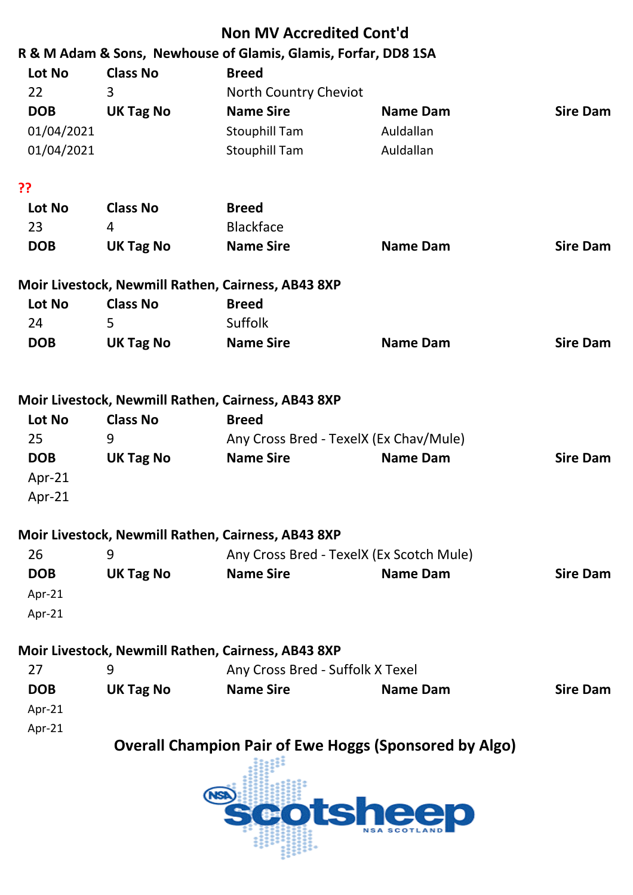## Non MV Accredited Cont'd

**R & M Adam & Sons, Newhouse of Glamis, Glamis, Forfar, DD8 1SA**

| Lot No | Class No | Breed | | |
|---|---|---|---|---|
| 22 | 3 | North Country Cheviot | | |
| **DOB** | **UK Tag No** | **Name Sire** | **Name Dam** | **Sire Dam** |
| 01/04/2021 | | Stouphill Tam | Auldallan | |
| 01/04/2021 | | Stouphill Tam | Auldallan | |

**??**

| Lot No | Class No | Breed | | |
|---|---|---|---|---|
| 23 | 4 | Blackface | | |
| **DOB** | **UK Tag No** | **Name Sire** | **Name Dam** | **Sire Dam** |

**Moir Livestock, Newmill Rathen, Cairness, AB43 8XP**

| Lot No | Class No | Breed | | |
|---|---|---|---|---|
| 24 | 5 | Suffolk | | |
| **DOB** | **UK Tag No** | **Name Sire** | **Name Dam** | **Sire Dam** |

**Moir Livestock, Newmill Rathen, Cairness, AB43 8XP**

| Lot No | Class No | Breed | | |
|---|---|---|---|---|
| 25 | 9 | Any Cross Bred - TexelX (Ex Chav/Mule) | | |
| **DOB** | **UK Tag No** | **Name Sire** | **Name Dam** | **Sire Dam** |
| Apr-21 | | | | |
| Apr-21 | | | | |

**Moir Livestock, Newmill Rathen, Cairness, AB43 8XP**

| | | | | |
|---|---|---|---|---|
| 26 | 9 | Any Cross Bred - TexelX (Ex Scotch Mule) | | |
| **DOB** | **UK Tag No** | **Name Sire** | **Name Dam** | **Sire Dam** |
| Apr-21 | | | | |
| Apr-21 | | | | |

**Moir Livestock, Newmill Rathen, Cairness, AB43 8XP**

| | | | | |
|---|---|---|---|---|
| 27 | 9 | Any Cross Bred - Suffolk X Texel | | |
| **DOB** | **UK Tag No** | **Name Sire** | **Name Dam** | **Sire Dam** |
| Apr-21 | | | | |
| Apr-21 | | | | |

### Overall Champion Pair of Ewe Hoggs (Sponsored by Algo)

NSA scotsheep NSA SCOTLAND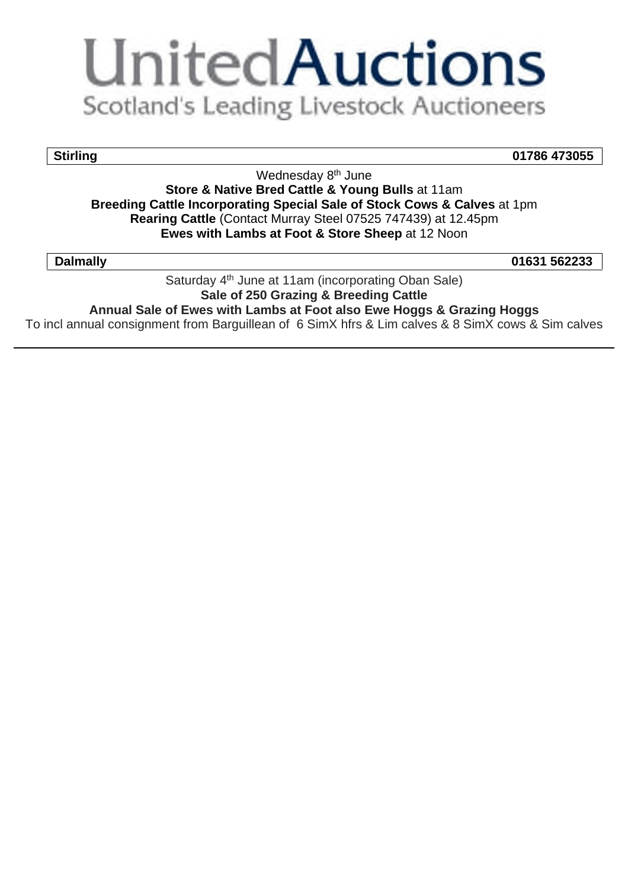# UnitedAuctions

Scotland's Leading Livestock Auctioneers

| **Stirling** | **01786 473055** |
|---|---|

Wednesday 8th June

**Store & Native Bred Cattle & Young Bulls** at 11am

**Breeding Cattle Incorporating Special Sale of Stock Cows & Calves** at 1pm

**Rearing Cattle** (Contact Murray Steel 07525 747439) at 12.45pm

**Ewes with Lambs at Foot & Store Sheep** at 12 Noon

| **Dalmally** | **01631 562233** |
|---|---|

Saturday 4th June at 11am (incorporating Oban Sale)

**Sale of 250 Grazing & Breeding Cattle**

**Annual Sale of Ewes with Lambs at Foot also Ewe Hoggs & Grazing Hoggs**

To incl annual consignment from Barguillean of 6 SimX hfrs & Lim calves & 8 SimX cows & Sim calves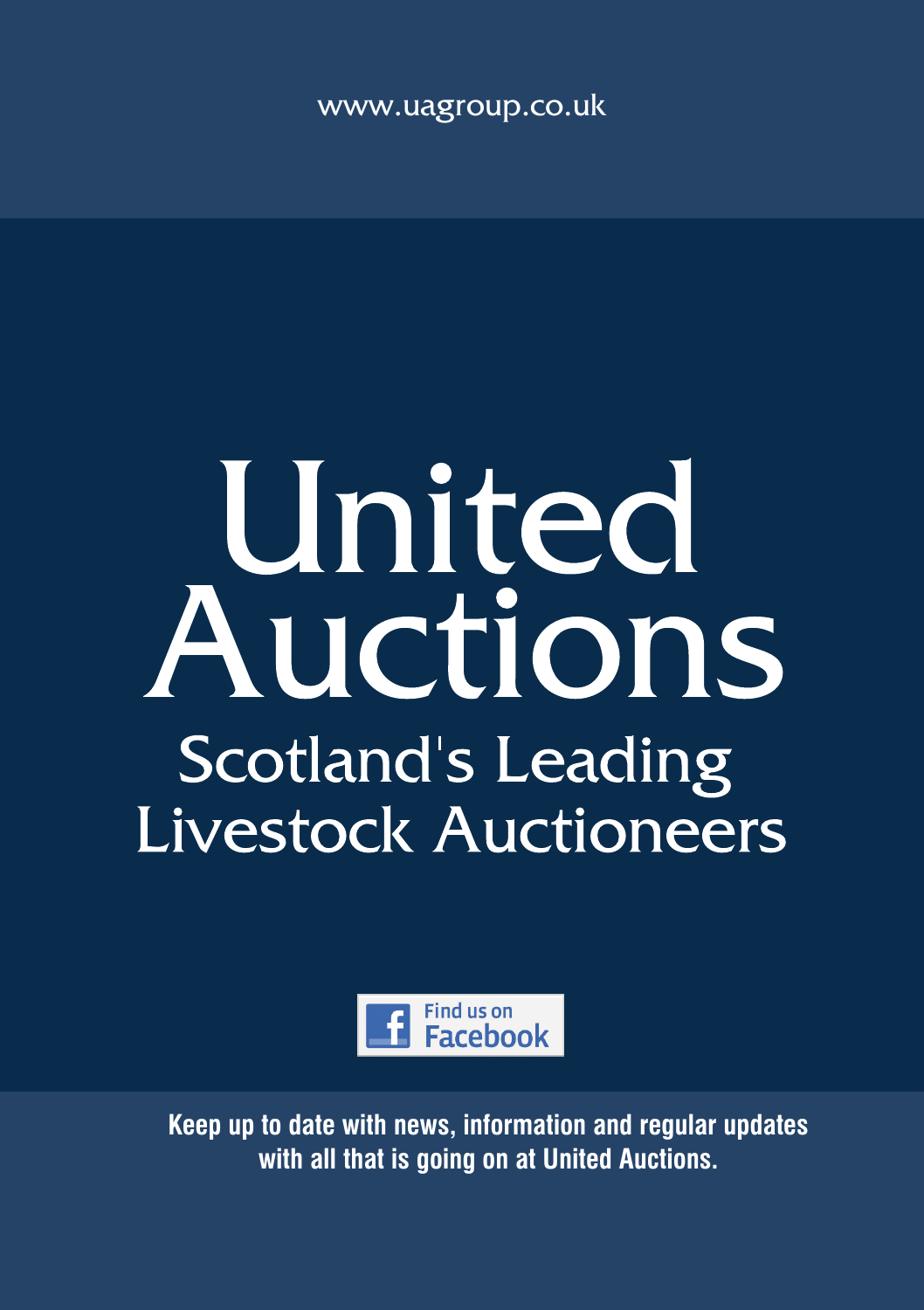www.uagroup.co.uk

# United Auctions

## Scotland's Leading Livestock Auctioneers

Find us on Facebook

**Keep up to date with news, information and regular updates with all that is going on at United Auctions.**